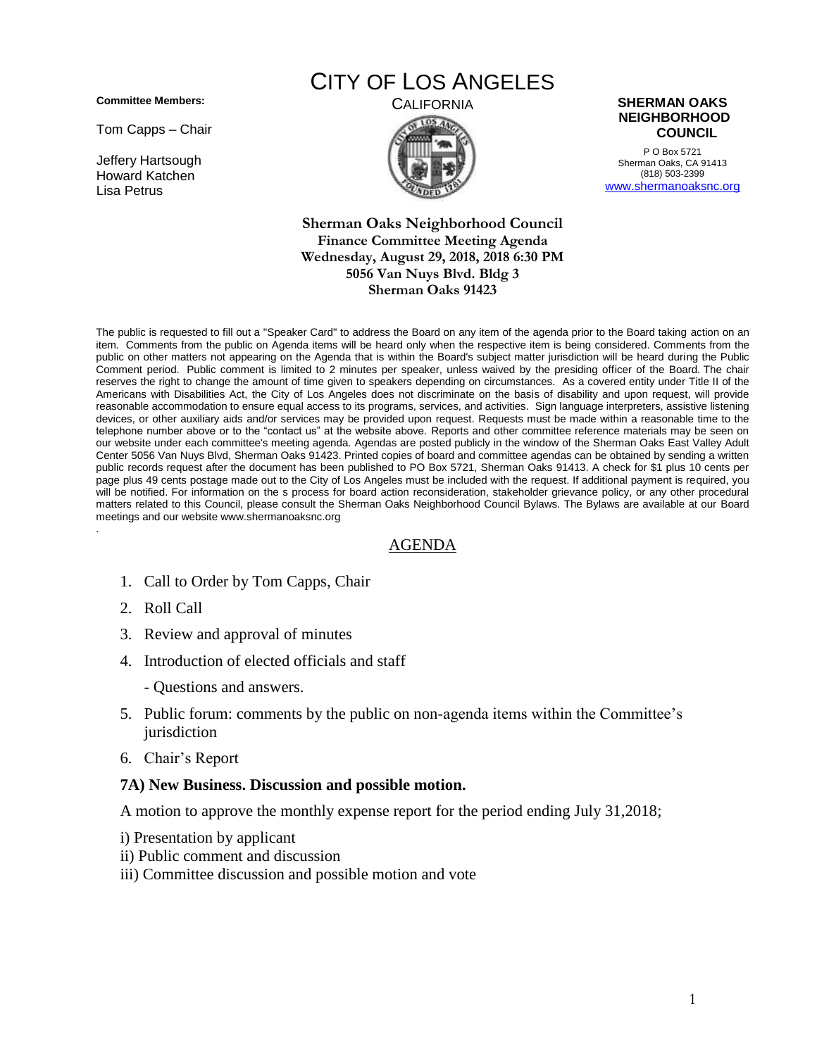**Committee Members:**

Tom Capps – Chair

Jeffery Hartsough
Howard Katchen
Lisa Petrus

# CITY OF LOS ANGELES

CALIFORNIA

**SHERMAN OAKS NEIGHBORHOOD COUNCIL**

P O Box 5721
Sherman Oaks, CA 91413
(818) 503-2399
www.shermanoaksnc.org

**Sherman Oaks Neighborhood Council**
**Finance Committee Meeting Agenda**
**Wednesday, August 29, 2018, 2018 6:30 PM**
**5056 Van Nuys Blvd. Bldg 3**
**Sherman Oaks 91423**

The public is requested to fill out a "Speaker Card" to address the Board on any item of the agenda prior to the Board taking action on an item. Comments from the public on Agenda items will be heard only when the respective item is being considered. Comments from the public on other matters not appearing on the Agenda that is within the Board's subject matter jurisdiction will be heard during the Public Comment period. Public comment is limited to 2 minutes per speaker, unless waived by the presiding officer of the Board. The chair reserves the right to change the amount of time given to speakers depending on circumstances. As a covered entity under Title II of the Americans with Disabilities Act, the City of Los Angeles does not discriminate on the basis of disability and upon request, will provide reasonable accommodation to ensure equal access to its programs, services, and activities. Sign language interpreters, assistive listening devices, or other auxiliary aids and/or services may be provided upon request. Requests must be made within a reasonable time to the telephone number above or to the "contact us" at the website above. Reports and other committee reference materials may be seen on our website under each committee's meeting agenda. Agendas are posted publicly in the window of the Sherman Oaks East Valley Adult Center 5056 Van Nuys Blvd, Sherman Oaks 91423. Printed copies of board and committee agendas can be obtained by sending a written public records request after the document has been published to PO Box 5721, Sherman Oaks 91413. A check for $1 plus 10 cents per page plus 49 cents postage made out to the City of Los Angeles must be included with the request. If additional payment is required, you will be notified. For information on the s process for board action reconsideration, stakeholder grievance policy, or any other procedural matters related to this Council, please consult the Sherman Oaks Neighborhood Council Bylaws. The Bylaws are available at our Board meetings and our website www.shermanoaksnc.org

## AGENDA

1. Call to Order by Tom Capps, Chair
2. Roll Call
3. Review and approval of minutes
4. Introduction of elected officials and staff

   - Questions and answers.
5. Public forum: comments by the public on non-agenda items within the Committee's jurisdiction
6. Chair's Report

**7A) New Business. Discussion and possible motion.**

A motion to approve the monthly expense report for the period ending July 31,2018;

i) Presentation by applicant
ii) Public comment and discussion
iii) Committee discussion and possible motion and vote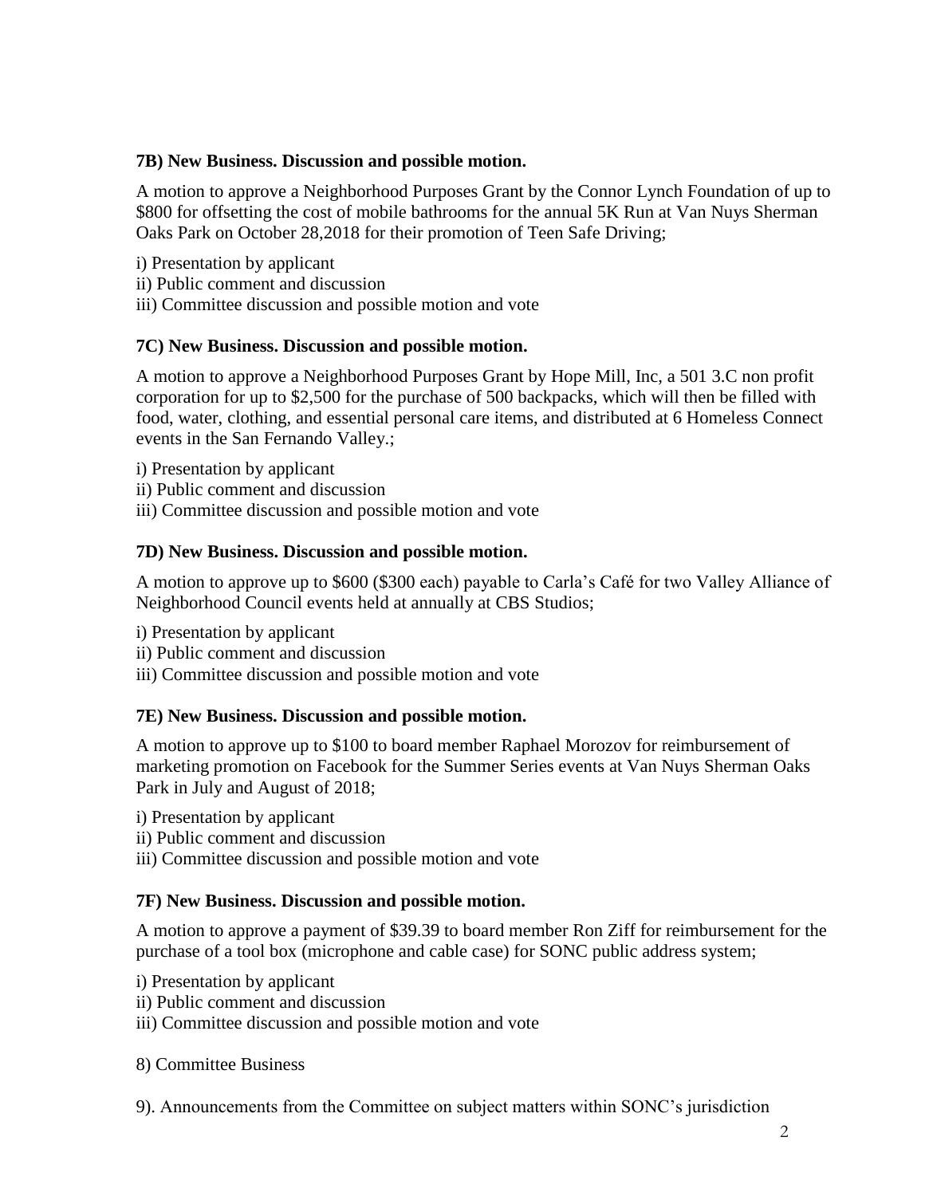**7B) New Business. Discussion and possible motion.**

A motion to approve a Neighborhood Purposes Grant by the Connor Lynch Foundation of up to \$800 for offsetting the cost of mobile bathrooms for the annual 5K Run at Van Nuys Sherman Oaks Park on October 28,2018 for their promotion of Teen Safe Driving;

i) Presentation by applicant
ii) Public comment and discussion
iii) Committee discussion and possible motion and vote

**7C) New Business. Discussion and possible motion.**

A motion to approve a Neighborhood Purposes Grant by Hope Mill, Inc, a 501 3.C non profit corporation for up to \$2,500 for the purchase of 500 backpacks, which will then be filled with food, water, clothing, and essential personal care items, and distributed at 6 Homeless Connect events in the San Fernando Valley.;

i) Presentation by applicant
ii) Public comment and discussion
iii) Committee discussion and possible motion and vote

**7D) New Business. Discussion and possible motion.**

A motion to approve up to \$600 (\$300 each) payable to Carla's Café for two Valley Alliance of Neighborhood Council events held at annually at CBS Studios;

i) Presentation by applicant
ii) Public comment and discussion
iii) Committee discussion and possible motion and vote

**7E) New Business. Discussion and possible motion.**

A motion to approve up to \$100 to board member Raphael Morozov for reimbursement of marketing promotion on Facebook for the Summer Series events at Van Nuys Sherman Oaks Park in July and August of 2018;

i) Presentation by applicant
ii) Public comment and discussion
iii) Committee discussion and possible motion and vote

**7F) New Business. Discussion and possible motion.**

A motion to approve a payment of \$39.39 to board member Ron Ziff for reimbursement for the purchase of a tool box (microphone and cable case) for SONC public address system;

i) Presentation by applicant
ii) Public comment and discussion
iii) Committee discussion and possible motion and vote

8) Committee Business

9). Announcements from the Committee on subject matters within SONC's jurisdiction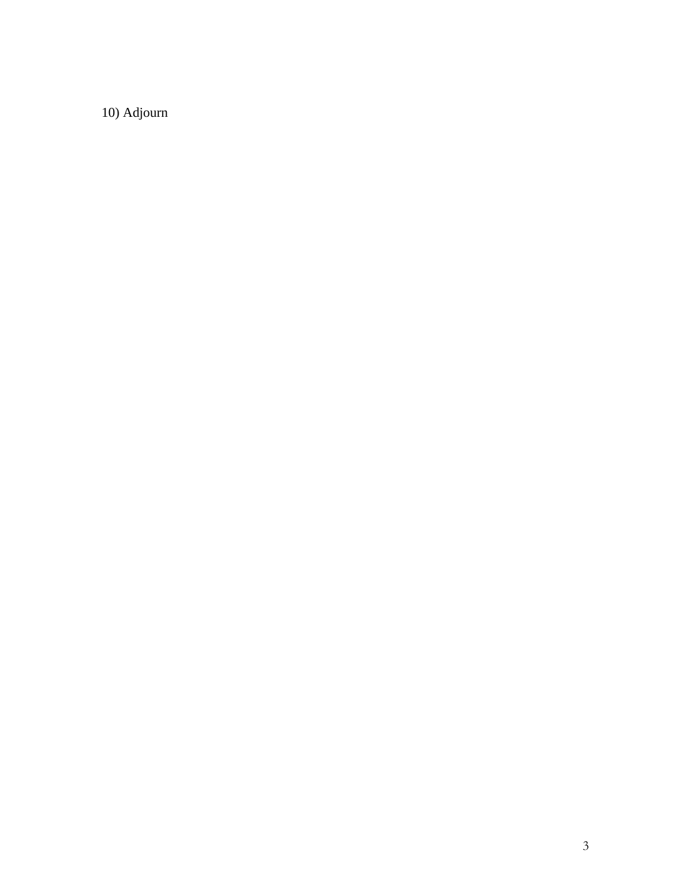10) Adjourn